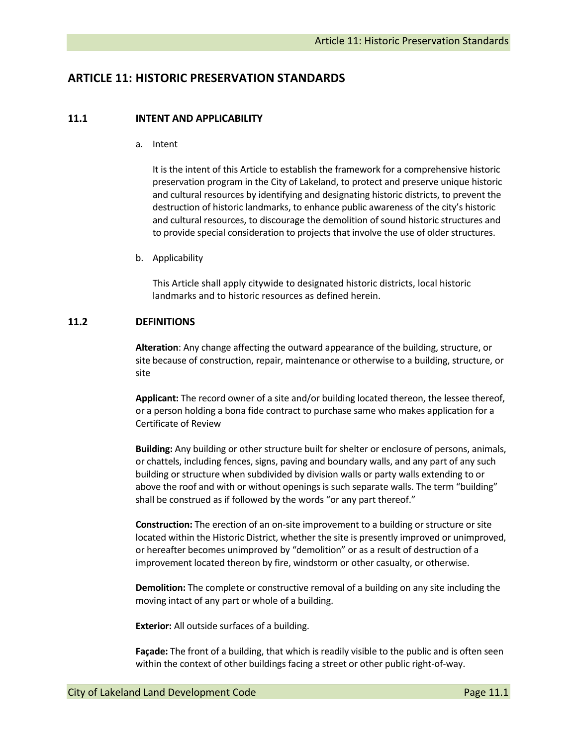# ARTICLE 11: HISTORIC PRESERVATION STANDARDS

## 11.1 INTENT AND APPLICABILITY

a. Intent

It is the intent of this Article to establish the framework for a comprehensive historic preservation program in the City of Lakeland, to protect and preserve unique historic and cultural resources by identifying and designating historic districts, to prevent the destruction of historic landmarks, to enhance public awareness of the city's historic and cultural resources, to discourage the demolition of sound historic structures and to provide special consideration to projects that involve the use of older structures.

b. Applicability

This Article shall apply citywide to designated historic districts, local historic landmarks and to historic resources as defined herein.

## 11.2 DEFINITIONS

**Alteration**: Any change affecting the outward appearance of the building, structure, or site because of construction, repair, maintenance or otherwise to a building, structure, or site

**Applicant:** The record owner of a site and/or building located thereon, the lessee thereof, or a person holding a bona fide contract to purchase same who makes application for a Certificate of Review

**Building:** Any building or other structure built for shelter or enclosure of persons, animals, or chattels, including fences, signs, paving and boundary walls, and any part of any such building or structure when subdivided by division walls or party walls extending to or above the roof and with or without openings is such separate walls. The term "building" shall be construed as if followed by the words "or any part thereof."

**Construction:** The erection of an on-site improvement to a building or structure or site located within the Historic District, whether the site is presently improved or unimproved, or hereafter becomes unimproved by "demolition" or as a result of destruction of a improvement located thereon by fire, windstorm or other casualty, or otherwise.

**Demolition:** The complete or constructive removal of a building on any site including the moving intact of any part or whole of a building.

**Exterior:** All outside surfaces of a building.

**Façade:** The front of a building, that which is readily visible to the public and is often seen within the context of other buildings facing a street or other public right-of-way.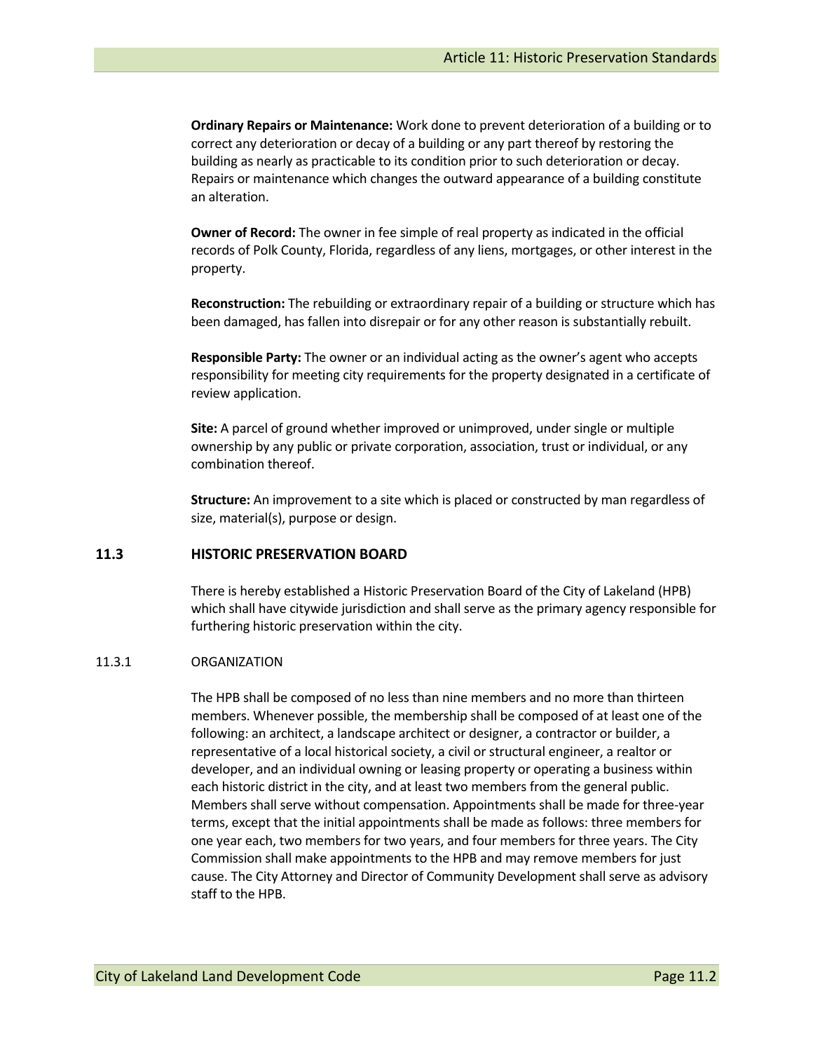**Ordinary Repairs or Maintenance:** Work done to prevent deterioration of a building or to correct any deterioration or decay of a building or any part thereof by restoring the building as nearly as practicable to its condition prior to such deterioration or decay. Repairs or maintenance which changes the outward appearance of a building constitute an alteration.

**Owner of Record:** The owner in fee simple of real property as indicated in the official records of Polk County, Florida, regardless of any liens, mortgages, or other interest in the property.

**Reconstruction:** The rebuilding or extraordinary repair of a building or structure which has been damaged, has fallen into disrepair or for any other reason is substantially rebuilt.

**Responsible Party:** The owner or an individual acting as the owner's agent who accepts responsibility for meeting city requirements for the property designated in a certificate of review application.

**Site:** A parcel of ground whether improved or unimproved, under single or multiple ownership by any public or private corporation, association, trust or individual, or any combination thereof.

**Structure:** An improvement to a site which is placed or constructed by man regardless of size, material(s), purpose or design.

## 11.3 HISTORIC PRESERVATION BOARD

There is hereby established a Historic Preservation Board of the City of Lakeland (HPB) which shall have citywide jurisdiction and shall serve as the primary agency responsible for furthering historic preservation within the city.

### 11.3.1 ORGANIZATION

The HPB shall be composed of no less than nine members and no more than thirteen members. Whenever possible, the membership shall be composed of at least one of the following: an architect, a landscape architect or designer, a contractor or builder, a representative of a local historical society, a civil or structural engineer, a realtor or developer, and an individual owning or leasing property or operating a business within each historic district in the city, and at least two members from the general public. Members shall serve without compensation. Appointments shall be made for three-year terms, except that the initial appointments shall be made as follows: three members for one year each, two members for two years, and four members for three years. The City Commission shall make appointments to the HPB and may remove members for just cause. The City Attorney and Director of Community Development shall serve as advisory staff to the HPB.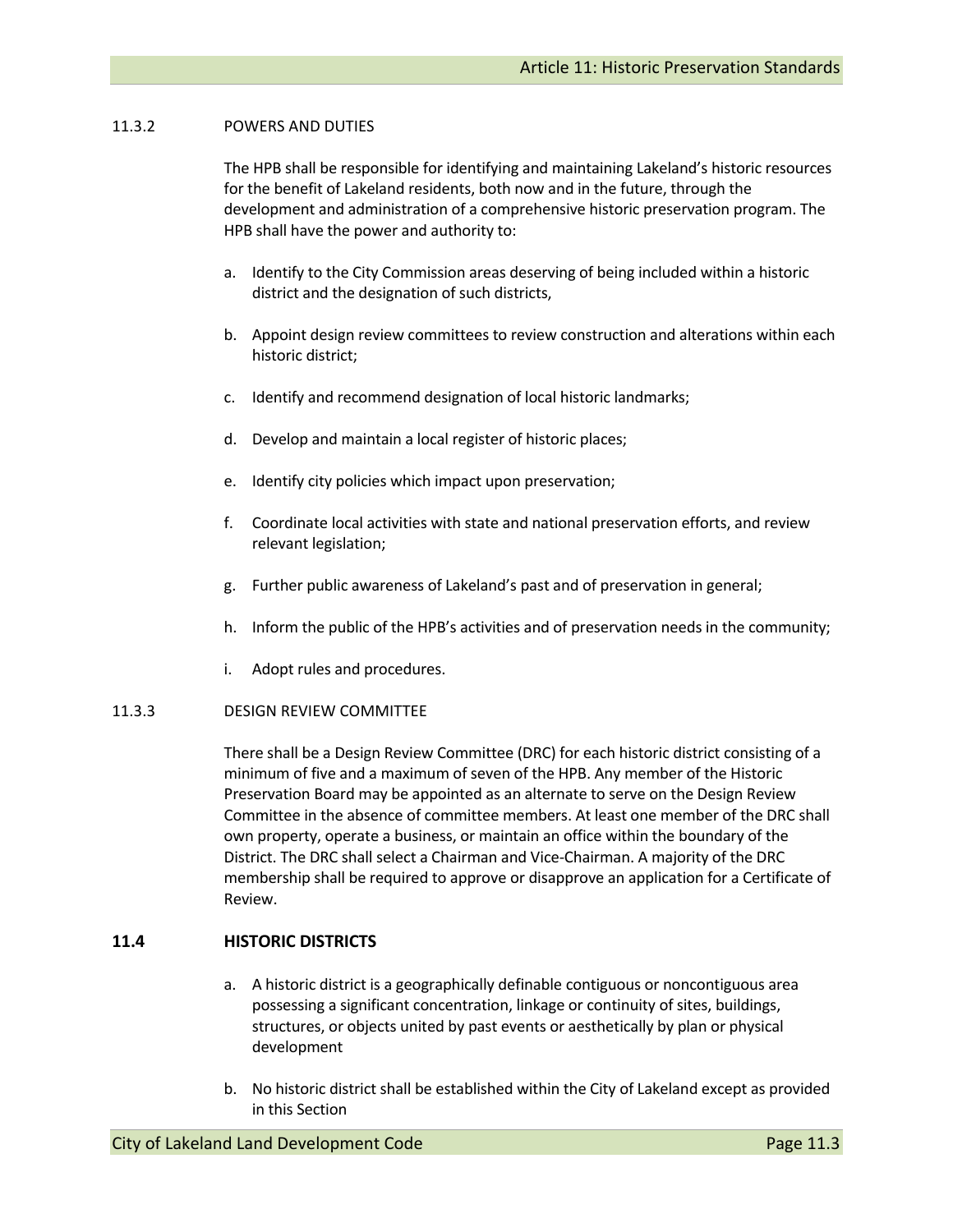### 11.3.2 POWERS AND DUTIES

The HPB shall be responsible for identifying and maintaining Lakeland's historic resources for the benefit of Lakeland residents, both now and in the future, through the development and administration of a comprehensive historic preservation program. The HPB shall have the power and authority to:

a. Identify to the City Commission areas deserving of being included within a historic district and the designation of such districts,

b. Appoint design review committees to review construction and alterations within each historic district;

c. Identify and recommend designation of local historic landmarks;

d. Develop and maintain a local register of historic places;

e. Identify city policies which impact upon preservation;

f. Coordinate local activities with state and national preservation efforts, and review relevant legislation;

g. Further public awareness of Lakeland's past and of preservation in general;

h. Inform the public of the HPB's activities and of preservation needs in the community;

i. Adopt rules and procedures.

### 11.3.3 DESIGN REVIEW COMMITTEE

There shall be a Design Review Committee (DRC) for each historic district consisting of a minimum of five and a maximum of seven of the HPB. Any member of the Historic Preservation Board may be appointed as an alternate to serve on the Design Review Committee in the absence of committee members. At least one member of the DRC shall own property, operate a business, or maintain an office within the boundary of the District. The DRC shall select a Chairman and Vice-Chairman. A majority of the DRC membership shall be required to approve or disapprove an application for a Certificate of Review.

## 11.4 HISTORIC DISTRICTS

a. A historic district is a geographically definable contiguous or noncontiguous area possessing a significant concentration, linkage or continuity of sites, buildings, structures, or objects united by past events or aesthetically by plan or physical development

b. No historic district shall be established within the City of Lakeland except as provided in this Section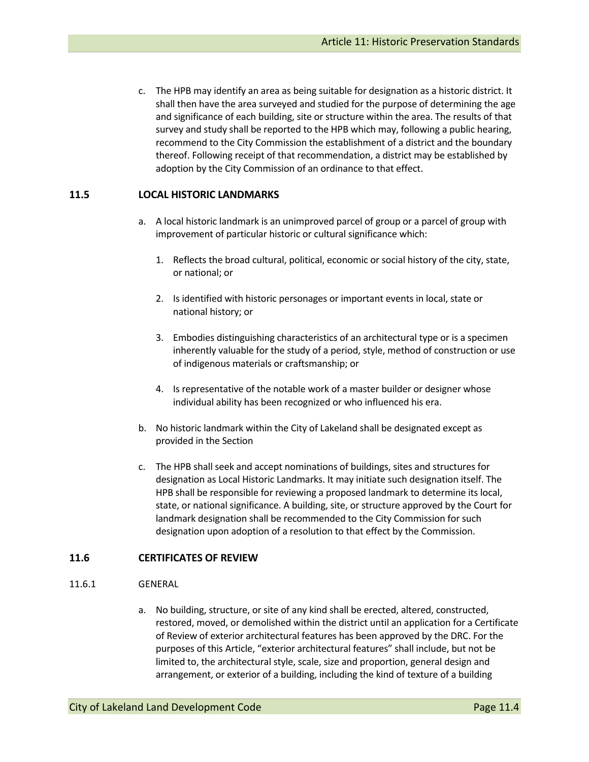c. The HPB may identify an area as being suitable for designation as a historic district. It shall then have the area surveyed and studied for the purpose of determining the age and significance of each building, site or structure within the area. The results of that survey and study shall be reported to the HPB which may, following a public hearing, recommend to the City Commission the establishment of a district and the boundary thereof. Following receipt of that recommendation, a district may be established by adoption by the City Commission of an ordinance to that effect.

## 11.5 LOCAL HISTORIC LANDMARKS

a. A local historic landmark is an unimproved parcel of group or a parcel of group with improvement of particular historic or cultural significance which:

   1. Reflects the broad cultural, political, economic or social history of the city, state, or national; or

   2. Is identified with historic personages or important events in local, state or national history; or

   3. Embodies distinguishing characteristics of an architectural type or is a specimen inherently valuable for the study of a period, style, method of construction or use of indigenous materials or craftsmanship; or

   4. Is representative of the notable work of a master builder or designer whose individual ability has been recognized or who influenced his era.

b. No historic landmark within the City of Lakeland shall be designated except as provided in the Section

c. The HPB shall seek and accept nominations of buildings, sites and structures for designation as Local Historic Landmarks. It may initiate such designation itself. The HPB shall be responsible for reviewing a proposed landmark to determine its local, state, or national significance. A building, site, or structure approved by the Court for landmark designation shall be recommended to the City Commission for such designation upon adoption of a resolution to that effect by the Commission.

## 11.6 CERTIFICATES OF REVIEW

### 11.6.1 GENERAL

a. No building, structure, or site of any kind shall be erected, altered, constructed, restored, moved, or demolished within the district until an application for a Certificate of Review of exterior architectural features has been approved by the DRC. For the purposes of this Article, "exterior architectural features" shall include, but not be limited to, the architectural style, scale, size and proportion, general design and arrangement, or exterior of a building, including the kind of texture of a building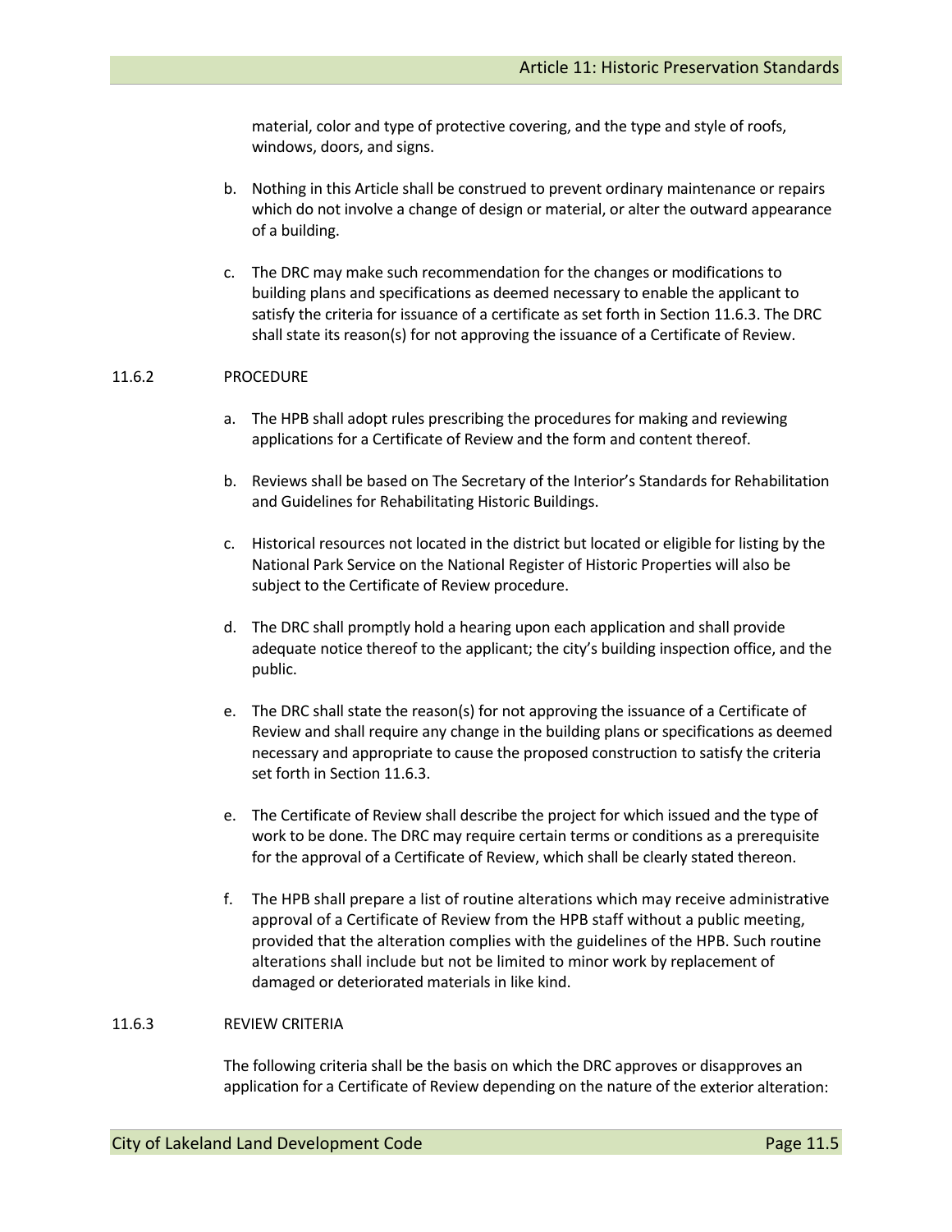material, color and type of protective covering, and the type and style of roofs, windows, doors, and signs.

b. Nothing in this Article shall be construed to prevent ordinary maintenance or repairs which do not involve a change of design or material, or alter the outward appearance of a building.

c. The DRC may make such recommendation for the changes or modifications to building plans and specifications as deemed necessary to enable the applicant to satisfy the criteria for issuance of a certificate as set forth in Section 11.6.3. The DRC shall state its reason(s) for not approving the issuance of a Certificate of Review.

### 11.6.2 PROCEDURE

a. The HPB shall adopt rules prescribing the procedures for making and reviewing applications for a Certificate of Review and the form and content thereof.

b. Reviews shall be based on The Secretary of the Interior's Standards for Rehabilitation and Guidelines for Rehabilitating Historic Buildings.

c. Historical resources not located in the district but located or eligible for listing by the National Park Service on the National Register of Historic Properties will also be subject to the Certificate of Review procedure.

d. The DRC shall promptly hold a hearing upon each application and shall provide adequate notice thereof to the applicant; the city's building inspection office, and the public.

e. The DRC shall state the reason(s) for not approving the issuance of a Certificate of Review and shall require any change in the building plans or specifications as deemed necessary and appropriate to cause the proposed construction to satisfy the criteria set forth in Section 11.6.3.

e. The Certificate of Review shall describe the project for which issued and the type of work to be done. The DRC may require certain terms or conditions as a prerequisite for the approval of a Certificate of Review, which shall be clearly stated thereon.

f. The HPB shall prepare a list of routine alterations which may receive administrative approval of a Certificate of Review from the HPB staff without a public meeting, provided that the alteration complies with the guidelines of the HPB. Such routine alterations shall include but not be limited to minor work by replacement of damaged or deteriorated materials in like kind.

### 11.6.3 REVIEW CRITERIA

The following criteria shall be the basis on which the DRC approves or disapproves an application for a Certificate of Review depending on the nature of the exterior alteration: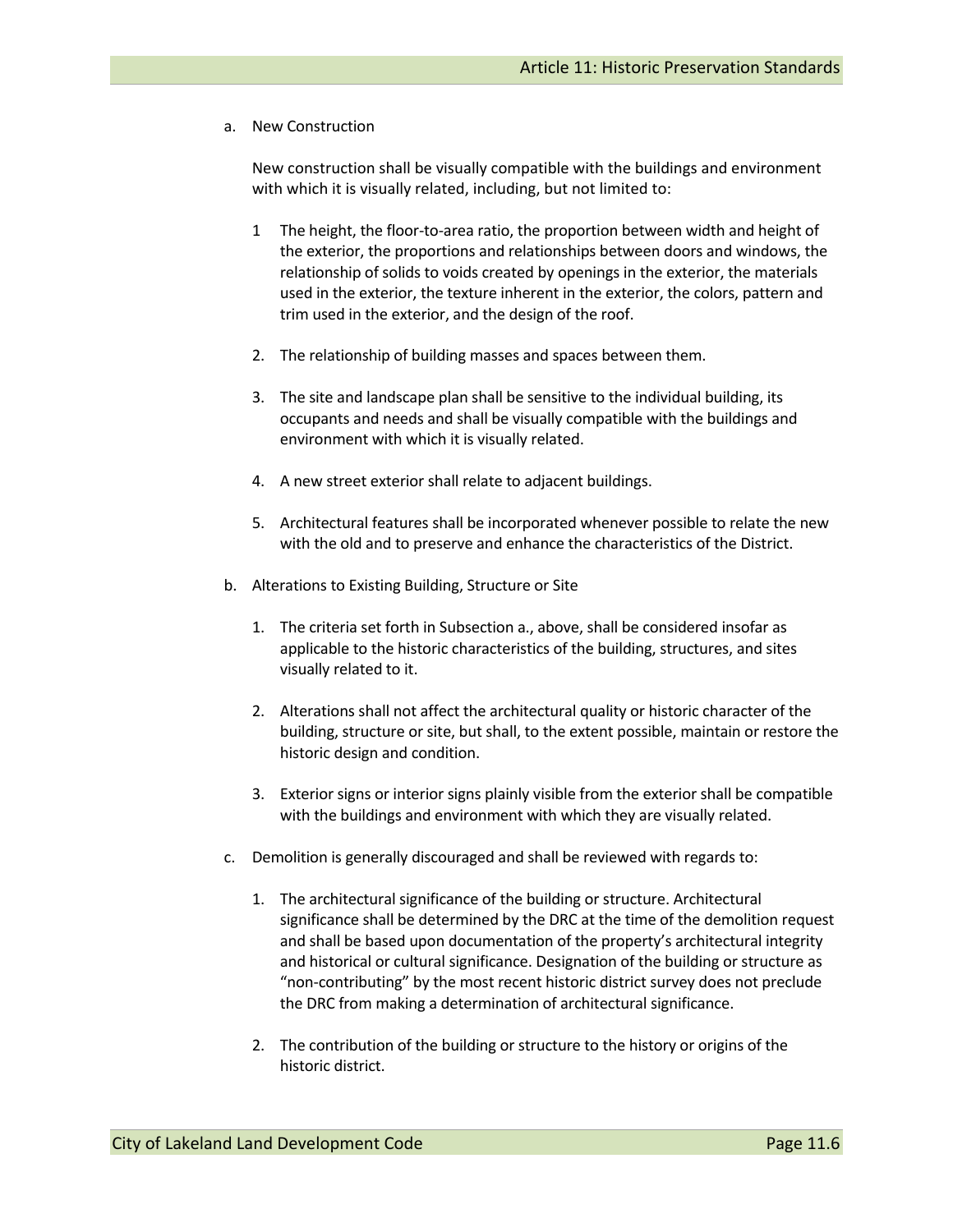a. New Construction

   New construction shall be visually compatible with the buildings and environment with which it is visually related, including, but not limited to:

   1 The height, the floor-to-area ratio, the proportion between width and height of the exterior, the proportions and relationships between doors and windows, the relationship of solids to voids created by openings in the exterior, the materials used in the exterior, the texture inherent in the exterior, the colors, pattern and trim used in the exterior, and the design of the roof.

   2. The relationship of building masses and spaces between them.

   3. The site and landscape plan shall be sensitive to the individual building, its occupants and needs and shall be visually compatible with the buildings and environment with which it is visually related.

   4. A new street exterior shall relate to adjacent buildings.

   5. Architectural features shall be incorporated whenever possible to relate the new with the old and to preserve and enhance the characteristics of the District.

b. Alterations to Existing Building, Structure or Site

   1. The criteria set forth in Subsection a., above, shall be considered insofar as applicable to the historic characteristics of the building, structures, and sites visually related to it.

   2. Alterations shall not affect the architectural quality or historic character of the building, structure or site, but shall, to the extent possible, maintain or restore the historic design and condition.

   3. Exterior signs or interior signs plainly visible from the exterior shall be compatible with the buildings and environment with which they are visually related.

c. Demolition is generally discouraged and shall be reviewed with regards to:

   1. The architectural significance of the building or structure. Architectural significance shall be determined by the DRC at the time of the demolition request and shall be based upon documentation of the property's architectural integrity and historical or cultural significance. Designation of the building or structure as "non-contributing" by the most recent historic district survey does not preclude the DRC from making a determination of architectural significance.

   2. The contribution of the building or structure to the history or origins of the historic district.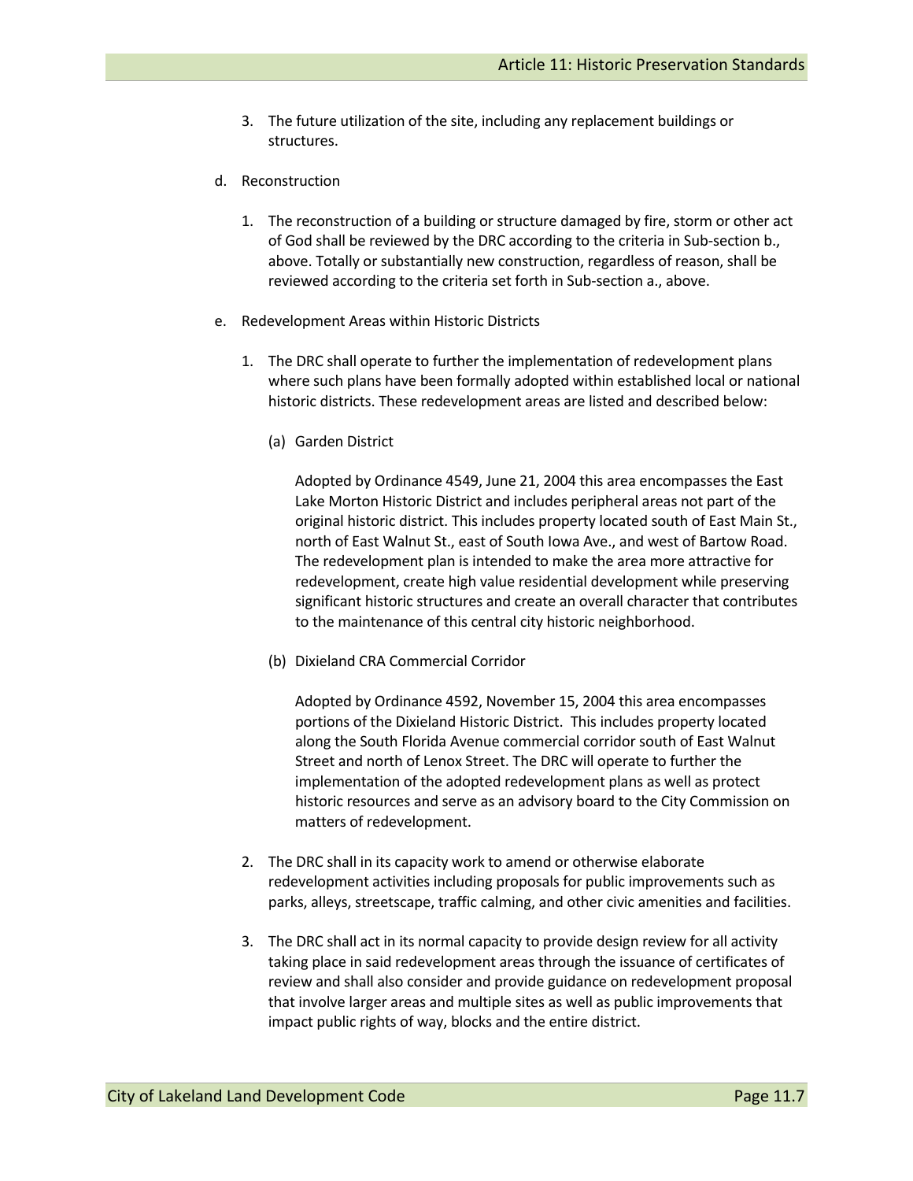3. The future utilization of the site, including any replacement buildings or structures.

d. Reconstruction

1. The reconstruction of a building or structure damaged by fire, storm or other act of God shall be reviewed by the DRC according to the criteria in Sub-section b., above. Totally or substantially new construction, regardless of reason, shall be reviewed according to the criteria set forth in Sub-section a., above.

e. Redevelopment Areas within Historic Districts

1. The DRC shall operate to further the implementation of redevelopment plans where such plans have been formally adopted within established local or national historic districts. These redevelopment areas are listed and described below:

   (a) Garden District

   Adopted by Ordinance 4549, June 21, 2004 this area encompasses the East Lake Morton Historic District and includes peripheral areas not part of the original historic district. This includes property located south of East Main St., north of East Walnut St., east of South Iowa Ave., and west of Bartow Road. The redevelopment plan is intended to make the area more attractive for redevelopment, create high value residential development while preserving significant historic structures and create an overall character that contributes to the maintenance of this central city historic neighborhood.

   (b) Dixieland CRA Commercial Corridor

   Adopted by Ordinance 4592, November 15, 2004 this area encompasses portions of the Dixieland Historic District. This includes property located along the South Florida Avenue commercial corridor south of East Walnut Street and north of Lenox Street. The DRC will operate to further the implementation of the adopted redevelopment plans as well as protect historic resources and serve as an advisory board to the City Commission on matters of redevelopment.

2. The DRC shall in its capacity work to amend or otherwise elaborate redevelopment activities including proposals for public improvements such as parks, alleys, streetscape, traffic calming, and other civic amenities and facilities.

3. The DRC shall act in its normal capacity to provide design review for all activity taking place in said redevelopment areas through the issuance of certificates of review and shall also consider and provide guidance on redevelopment proposal that involve larger areas and multiple sites as well as public improvements that impact public rights of way, blocks and the entire district.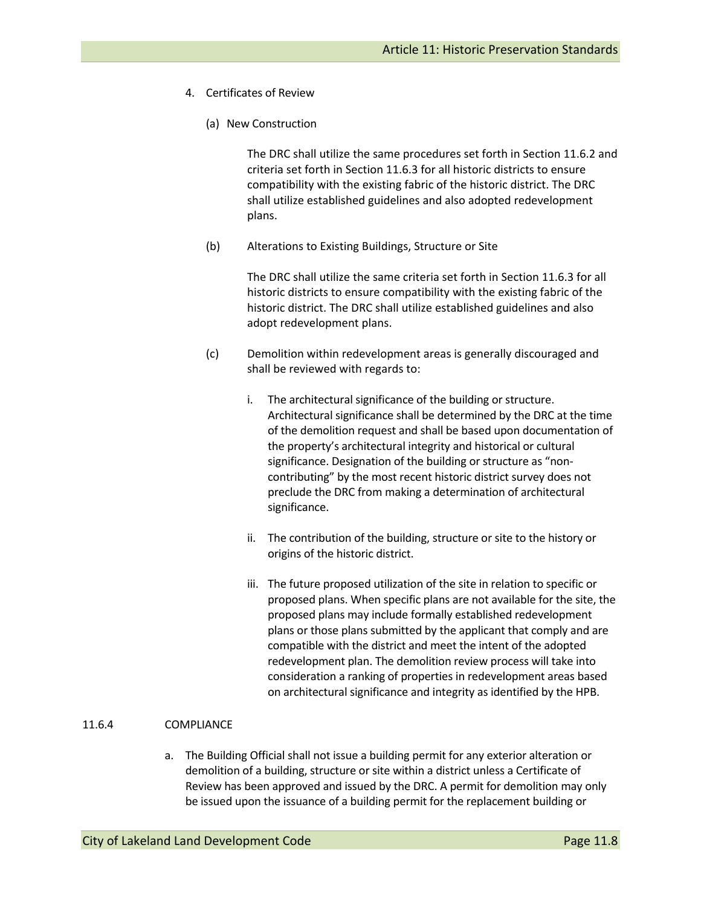4. Certificates of Review

   (a) New Construction

   The DRC shall utilize the same procedures set forth in Section 11.6.2 and criteria set forth in Section 11.6.3 for all historic districts to ensure compatibility with the existing fabric of the historic district. The DRC shall utilize established guidelines and also adopted redevelopment plans.

   (b) Alterations to Existing Buildings, Structure or Site

   The DRC shall utilize the same criteria set forth in Section 11.6.3 for all historic districts to ensure compatibility with the existing fabric of the historic district. The DRC shall utilize established guidelines and also adopt redevelopment plans.

   (c) Demolition within redevelopment areas is generally discouraged and shall be reviewed with regards to:

      i. The architectural significance of the building or structure. Architectural significance shall be determined by the DRC at the time of the demolition request and shall be based upon documentation of the property's architectural integrity and historical or cultural significance. Designation of the building or structure as "non-contributing" by the most recent historic district survey does not preclude the DRC from making a determination of architectural significance.

      ii. The contribution of the building, structure or site to the history or origins of the historic district.

      iii. The future proposed utilization of the site in relation to specific or proposed plans. When specific plans are not available for the site, the proposed plans may include formally established redevelopment plans or those plans submitted by the applicant that comply and are compatible with the district and meet the intent of the adopted redevelopment plan. The demolition review process will take into consideration a ranking of properties in redevelopment areas based on architectural significance and integrity as identified by the HPB.

## 11.6.4 COMPLIANCE

a. The Building Official shall not issue a building permit for any exterior alteration or demolition of a building, structure or site within a district unless a Certificate of Review has been approved and issued by the DRC. A permit for demolition may only be issued upon the issuance of a building permit for the replacement building or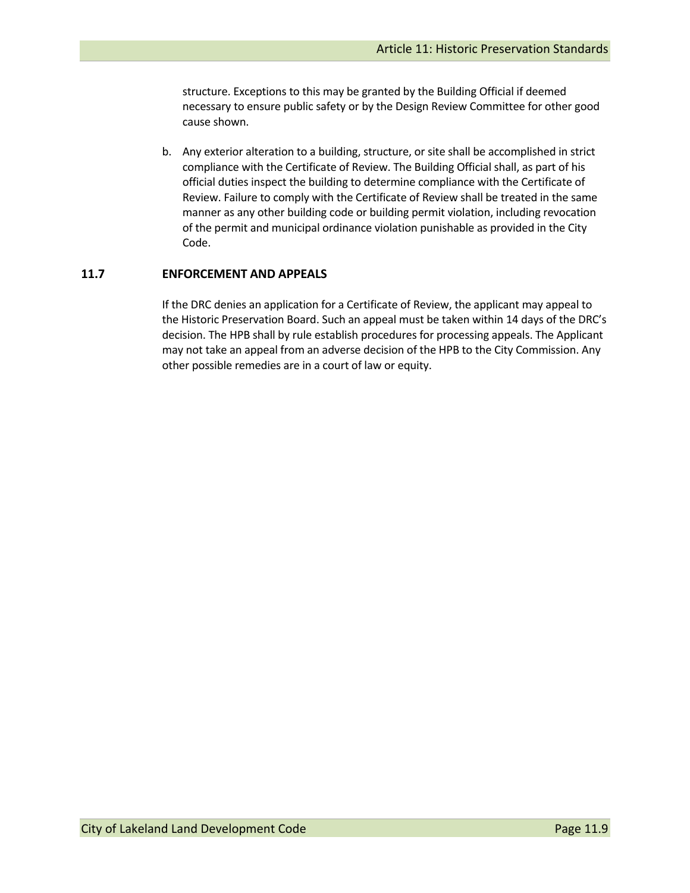structure. Exceptions to this may be granted by the Building Official if deemed necessary to ensure public safety or by the Design Review Committee for other good cause shown.

b. Any exterior alteration to a building, structure, or site shall be accomplished in strict compliance with the Certificate of Review. The Building Official shall, as part of his official duties inspect the building to determine compliance with the Certificate of Review. Failure to comply with the Certificate of Review shall be treated in the same manner as any other building code or building permit violation, including revocation of the permit and municipal ordinance violation punishable as provided in the City Code.

## 11.7 ENFORCEMENT AND APPEALS

If the DRC denies an application for a Certificate of Review, the applicant may appeal to the Historic Preservation Board. Such an appeal must be taken within 14 days of the DRC's decision. The HPB shall by rule establish procedures for processing appeals. The Applicant may not take an appeal from an adverse decision of the HPB to the City Commission. Any other possible remedies are in a court of law or equity.